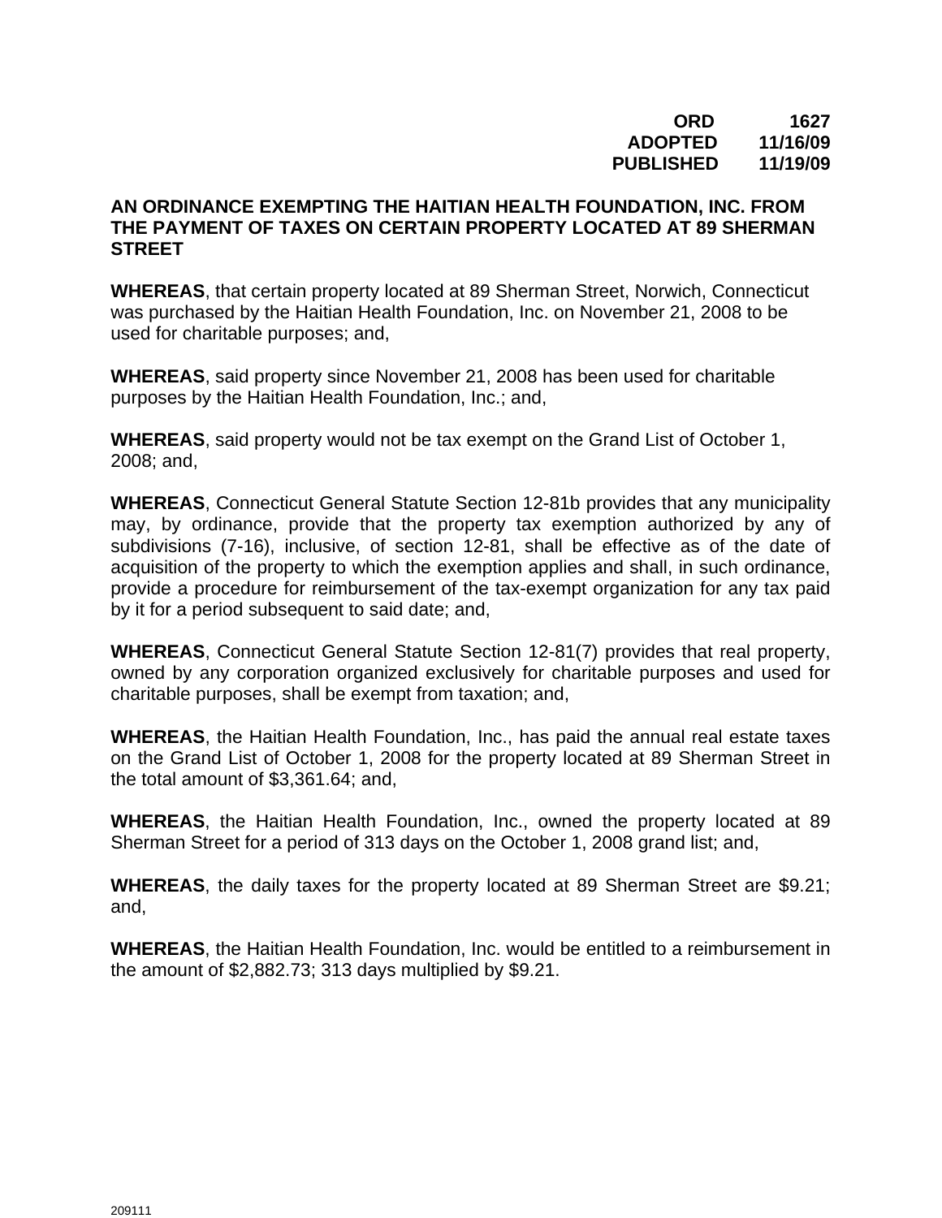**ORD 1627**
**ADOPTED 11/16/09**
**PUBLISHED 11/19/09**

**AN ORDINANCE EXEMPTING THE HAITIAN HEALTH FOUNDATION, INC. FROM THE PAYMENT OF TAXES ON CERTAIN PROPERTY LOCATED AT 89 SHERMAN STREET**

**WHEREAS**, that certain property located at 89 Sherman Street, Norwich, Connecticut was purchased by the Haitian Health Foundation, Inc. on November 21, 2008 to be used for charitable purposes; and,

**WHEREAS**, said property since November 21, 2008 has been used for charitable purposes by the Haitian Health Foundation, Inc.; and,

**WHEREAS**, said property would not be tax exempt on the Grand List of October 1, 2008; and,

**WHEREAS**, Connecticut General Statute Section 12-81b provides that any municipality may, by ordinance, provide that the property tax exemption authorized by any of subdivisions (7-16), inclusive, of section 12-81, shall be effective as of the date of acquisition of the property to which the exemption applies and shall, in such ordinance, provide a procedure for reimbursement of the tax-exempt organization for any tax paid by it for a period subsequent to said date; and,

**WHEREAS**, Connecticut General Statute Section 12-81(7) provides that real property, owned by any corporation organized exclusively for charitable purposes and used for charitable purposes, shall be exempt from taxation; and,

**WHEREAS**, the Haitian Health Foundation, Inc., has paid the annual real estate taxes on the Grand List of October 1, 2008 for the property located at 89 Sherman Street in the total amount of $3,361.64; and,

**WHEREAS**, the Haitian Health Foundation, Inc., owned the property located at 89 Sherman Street for a period of 313 days on the October 1, 2008 grand list; and,

**WHEREAS**, the daily taxes for the property located at 89 Sherman Street are $9.21; and,

**WHEREAS**, the Haitian Health Foundation, Inc. would be entitled to a reimbursement in the amount of $2,882.73; 313 days multiplied by $9.21.

209111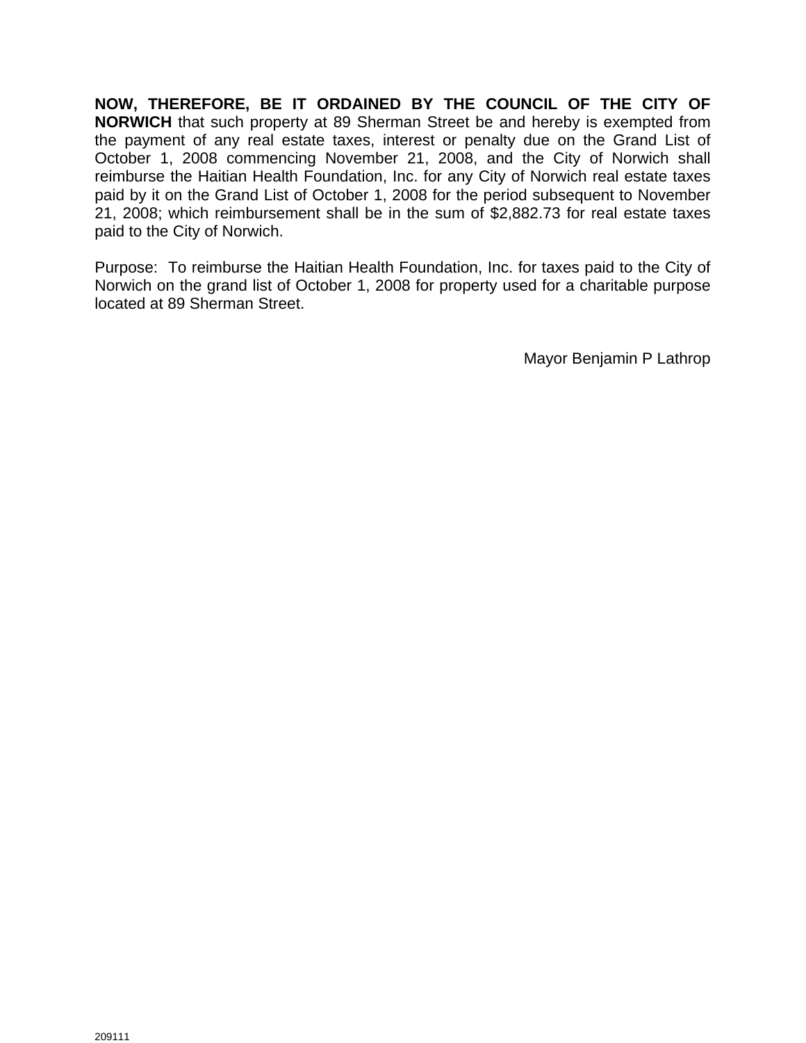**NOW, THEREFORE, BE IT ORDAINED BY THE COUNCIL OF THE CITY OF NORWICH** that such property at 89 Sherman Street be and hereby is exempted from the payment of any real estate taxes, interest or penalty due on the Grand List of October 1, 2008 commencing November 21, 2008, and the City of Norwich shall reimburse the Haitian Health Foundation, Inc. for any City of Norwich real estate taxes paid by it on the Grand List of October 1, 2008 for the period subsequent to November 21, 2008; which reimbursement shall be in the sum of $2,882.73 for real estate taxes paid to the City of Norwich.

Purpose: To reimburse the Haitian Health Foundation, Inc. for taxes paid to the City of Norwich on the grand list of October 1, 2008 for property used for a charitable purpose located at 89 Sherman Street.

Mayor Benjamin P Lathrop

209111